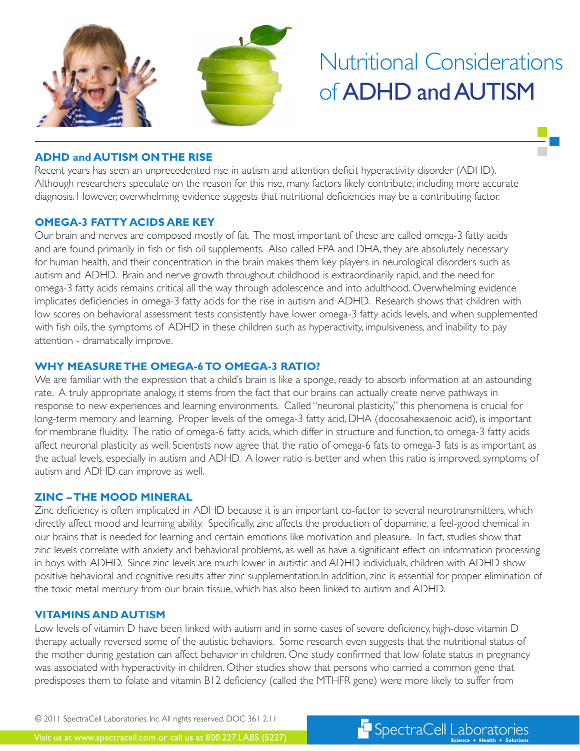// Nutritional Considerations of ADHD and AUTISM

## ADHD and AUTISM ON THE RISE

Recent years has seen an unprecedented rise in autism and attention deficit hyperactivity disorder (ADHD). Although researchers speculate on the reason for this rise, many factors likely contribute, including more accurate diagnosis. However, overwhelming evidence suggests that nutritional deficiencies may be a contributing factor.

## OMEGA-3 FATTY ACIDS ARE KEY

Our brain and nerves are composed mostly of fat. The most important of these are called omega-3 fatty acids and are found primarily in fish or fish oil supplements. Also called EPA and DHA, they are absolutely necessary for human health, and their concentration in the brain makes them key players in neurological disorders such as autism and ADHD. Brain and nerve growth throughout childhood is extraordinarily rapid, and the need for omega-3 fatty acids remains critical all the way through adolescence and into adulthood. Overwhelming evidence implicates deficiencies in omega-3 fatty acids for the rise in autism and ADHD. Research shows that children with low scores on behavioral assessment tests consistently have lower omega-3 fatty acids levels, and when supplemented with fish oils, the symptoms of ADHD in these children such as hyperactivity, impulsiveness, and inability to pay attention - dramatically improve.

## WHY MEASURE THE OMEGA-6 TO OMEGA-3 RATIO?

We are familiar with the expression that a child's brain is like a sponge, ready to absorb information at an astounding rate. A truly appropriate analogy, it stems from the fact that our brains can actually create nerve pathways in response to new experiences and learning environments. Called "neuronal plasticity," this phenomena is crucial for long-term memory and learning. Proper levels of the omega-3 fatty acid, DHA (docosahexaenoic acid), is important for membrane fluidity. The ratio of omega-6 fatty acids, which differ in structure and function, to omega-3 fatty acids affect neuronal plasticity as well. Scientists now agree that the ratio of omega-6 fats to omega-3 fats is as important as the actual levels, especially in autism and ADHD. A lower ratio is better and when this ratio is improved, symptoms of autism and ADHD can improve as well.

## ZINC – THE MOOD MINERAL

Zinc deficiency is often implicated in ADHD because it is an important co-factor to several neurotransmitters, which directly affect mood and learning ability. Specifically, zinc affects the production of dopamine, a feel-good chemical in our brains that is needed for learning and certain emotions like motivation and pleasure. In fact, studies show that zinc levels correlate with anxiety and behavioral problems, as well as have a significant effect on information processing in boys with ADHD. Since zinc levels are much lower in autistic and ADHD individuals, children with ADHD show positive behavioral and cognitive results after zinc supplementation.In addition, zinc is essential for proper elimination of the toxic metal mercury from our brain tissue, which has also been linked to autism and ADHD.

## VITAMINS AND AUTISM

Low levels of vitamin D have been linked with autism and in some cases of severe deficiency, high-dose vitamin D therapy actually reversed some of the autistic behaviors. Some research even suggests that the nutritional status of the mother during gestation can affect behavior in children. One study confirmed that low folate status in pregnancy was associated with hyperactivity in children. Other studies show that persons who carried a common gene that predisposes them to folate and vitamin B12 deficiency (called the MTHFR gene) were more likely to suffer from

© 2011 SpectraCell Laboratories, Inc. All rights reserved. DOC 361 2.11

Visit us at www.spectracell.com or call us at 800.227.LABS (5227)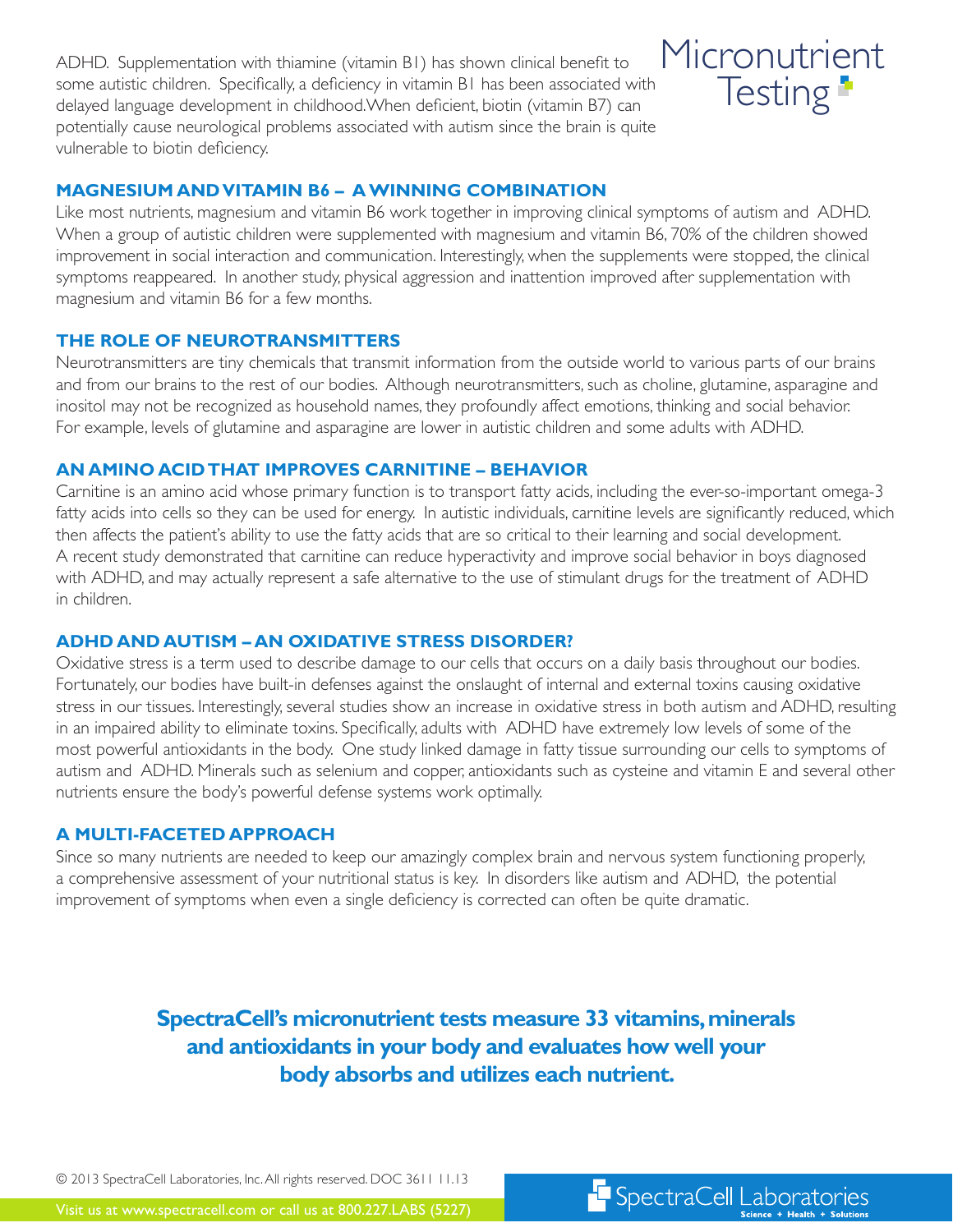ADHD. Supplementation with thiamine (vitamin B1) has shown clinical benefit to some autistic children. Specifically, a deficiency in vitamin B1 has been associated with delayed language development in childhood.When deficient, biotin (vitamin B7) can potentially cause neurological problems associated with autism since the brain is quite vulnerable to biotin deficiency.

## MAGNESIUM AND VITAMIN B6 – A WINNING COMBINATION

Like most nutrients, magnesium and vitamin B6 work together in improving clinical symptoms of autism and ADHD. When a group of autistic children were supplemented with magnesium and vitamin B6, 70% of the children showed improvement in social interaction and communication. Interestingly, when the supplements were stopped, the clinical symptoms reappeared. In another study, physical aggression and inattention improved after supplementation with magnesium and vitamin B6 for a few months.

## THE ROLE OF NEUROTRANSMITTERS

Neurotransmitters are tiny chemicals that transmit information from the outside world to various parts of our brains and from our brains to the rest of our bodies. Although neurotransmitters, such as choline, glutamine, asparagine and inositol may not be recognized as household names, they profoundly affect emotions, thinking and social behavior. For example, levels of glutamine and asparagine are lower in autistic children and some adults with ADHD.

## AN AMINO ACID THAT IMPROVES CARNITINE – BEHAVIOR

Carnitine is an amino acid whose primary function is to transport fatty acids, including the ever-so-important omega-3 fatty acids into cells so they can be used for energy. In autistic individuals, carnitine levels are significantly reduced, which then affects the patient's ability to use the fatty acids that are so critical to their learning and social development. A recent study demonstrated that carnitine can reduce hyperactivity and improve social behavior in boys diagnosed with ADHD, and may actually represent a safe alternative to the use of stimulant drugs for the treatment of ADHD in children.

## ADHD AND AUTISM – AN OXIDATIVE STRESS DISORDER?

Oxidative stress is a term used to describe damage to our cells that occurs on a daily basis throughout our bodies. Fortunately, our bodies have built-in defenses against the onslaught of internal and external toxins causing oxidative stress in our tissues. Interestingly, several studies show an increase in oxidative stress in both autism and ADHD, resulting in an impaired ability to eliminate toxins. Specifically, adults with ADHD have extremely low levels of some of the most powerful antioxidants in the body. One study linked damage in fatty tissue surrounding our cells to symptoms of autism and ADHD. Minerals such as selenium and copper, antioxidants such as cysteine and vitamin E and several other nutrients ensure the body's powerful defense systems work optimally.

## A MULTI-FACETED APPROACH

Since so many nutrients are needed to keep our amazingly complex brain and nervous system functioning properly, a comprehensive assessment of your nutritional status is key. In disorders like autism and ADHD, the potential improvement of symptoms when even a single deficiency is corrected can often be quite dramatic.

**SpectraCell's micronutrient tests measure 33 vitamins, minerals and antioxidants in your body and evaluates how well your body absorbs and utilizes each nutrient.**

© 2013 SpectraCell Laboratories, Inc. All rights reserved. DOC 3611 11.13

Visit us at www.spectracell.com or call us at 800.227.LABS (5227)

SpectraCell Laboratories
Science + Health + Solutions